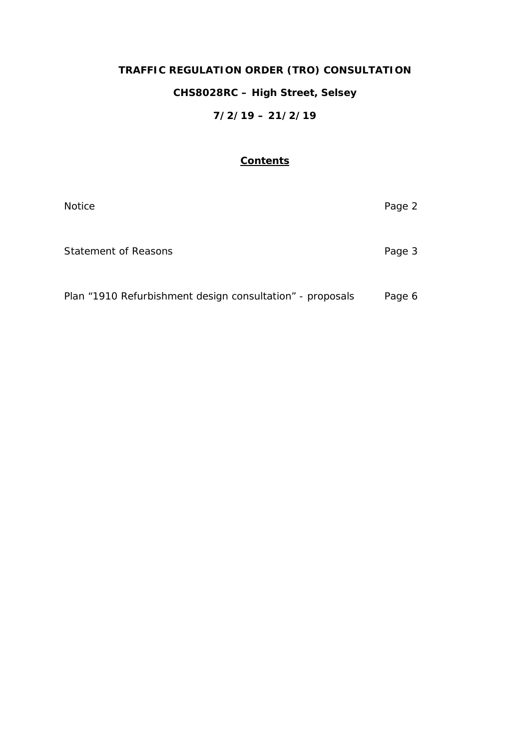**TRAFFIC REGULATION ORDER (TRO) CONSULTATION**

**CHS8028RC – High Street, Selsey**

**7/2/19 – 21/2/19**

## Contents

| | |
|---|---|
| Notice | Page 2 |
| Statement of Reasons | Page 3 |
| Plan "1910 Refurbishment design consultation" - proposals | Page 6 |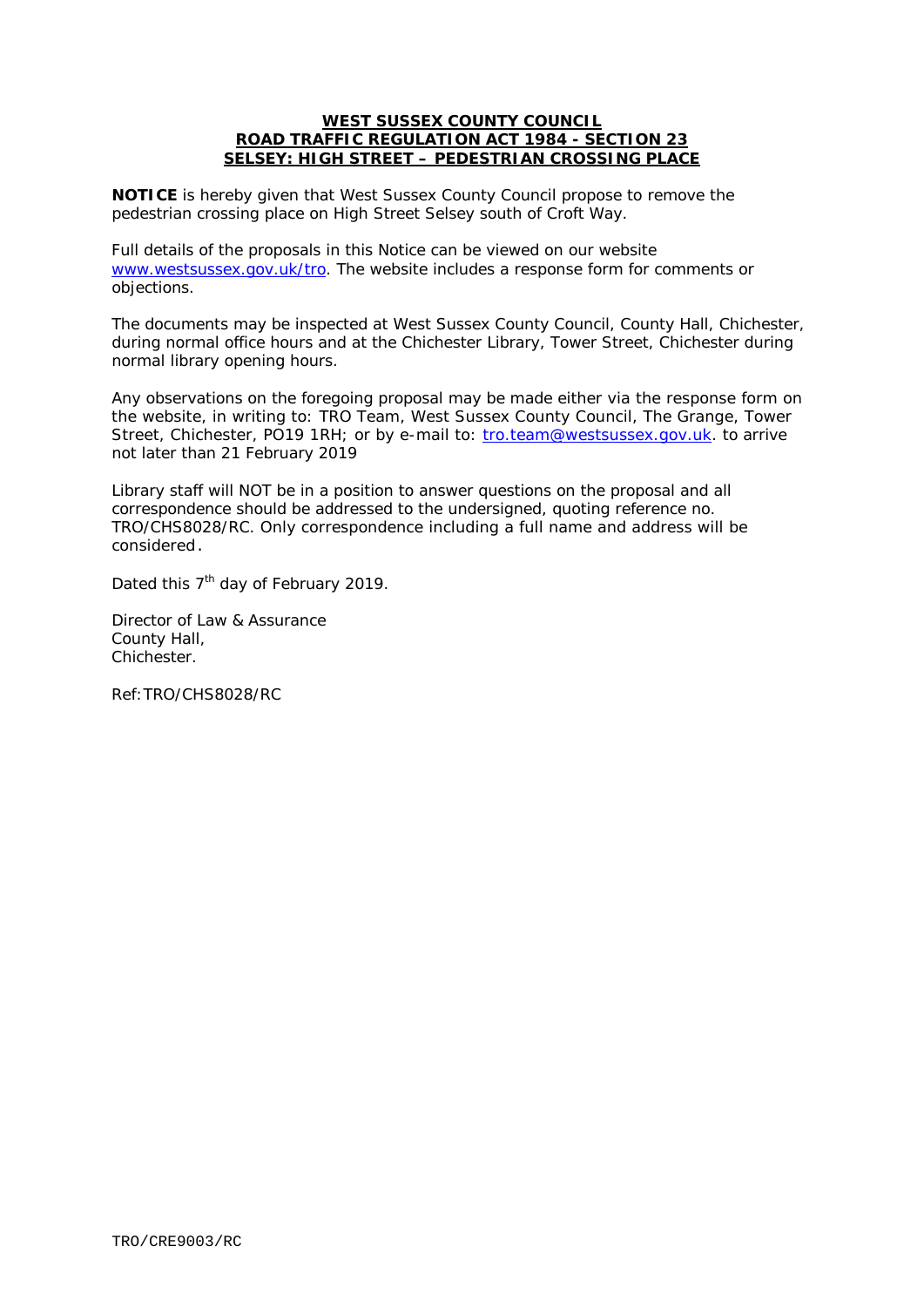**WEST SUSSEX COUNTY COUNCIL**
**ROAD TRAFFIC REGULATION ACT 1984 - SECTION 23**
**SELSEY: HIGH STREET – PEDESTRIAN CROSSING PLACE**

**NOTICE** is hereby given that West Sussex County Council propose to remove the pedestrian crossing place on High Street Selsey south of Croft Way.

Full details of the proposals in this Notice can be viewed on our website www.westsussex.gov.uk/tro. The website includes a response form for comments or objections.

The documents may be inspected at West Sussex County Council, County Hall, Chichester, during normal office hours and at the Chichester Library, Tower Street, Chichester during normal library opening hours.

Any observations on the foregoing proposal may be made either via the response form on the website, in writing to: TRO Team, West Sussex County Council, The Grange, Tower Street, Chichester, PO19 1RH; or by e-mail to: tro.team@westsussex.gov.uk. to arrive not later than 21 February 2019

Library staff will NOT be in a position to answer questions on the proposal and all correspondence should be addressed to the undersigned, quoting reference no. TRO/CHS8028/RC. Only correspondence including a full name and address will be considered.

Dated this 7th day of February 2019.

Director of Law & Assurance
County Hall,
Chichester.

Ref: TRO/CHS8028/RC

TRO/CRE9003/RC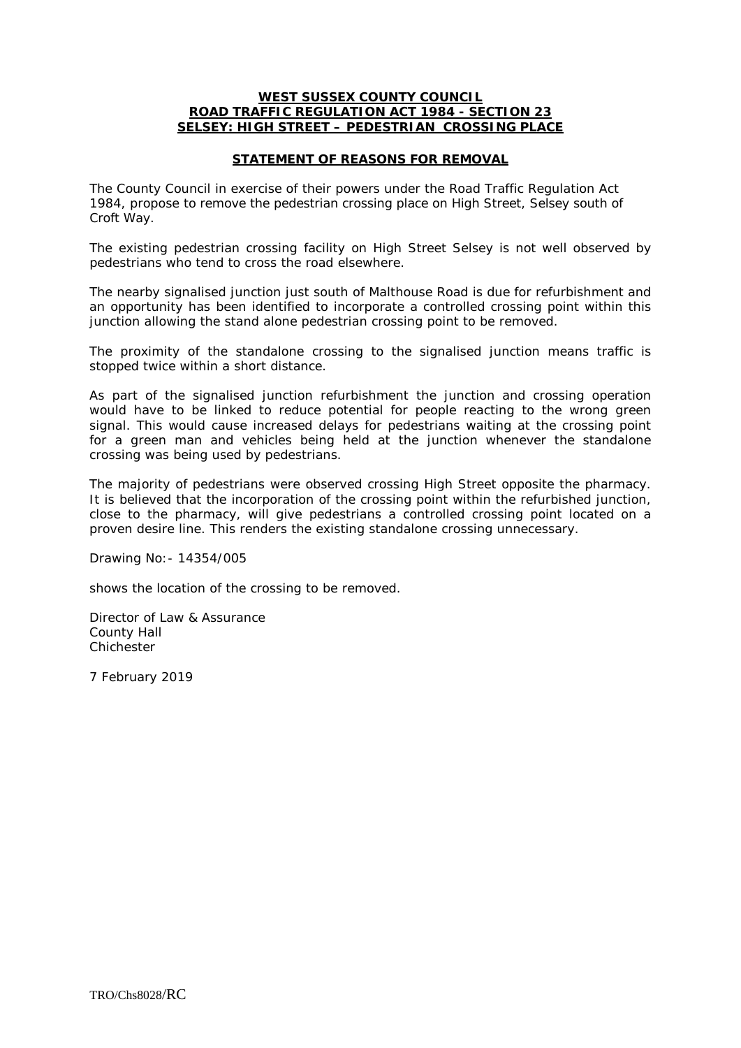**WEST SUSSEX COUNTY COUNCIL**
**ROAD TRAFFIC REGULATION ACT 1984 - SECTION 23**
**SELSEY: HIGH STREET – PEDESTRIAN CROSSING PLACE**

**STATEMENT OF REASONS FOR REMOVAL**

The County Council in exercise of their powers under the Road Traffic Regulation Act 1984, propose to remove the pedestrian crossing place on High Street, Selsey south of Croft Way.

The existing pedestrian crossing facility on High Street Selsey is not well observed by pedestrians who tend to cross the road elsewhere.

The nearby signalised junction just south of Malthouse Road is due for refurbishment and an opportunity has been identified to incorporate a controlled crossing point within this junction allowing the stand alone pedestrian crossing point to be removed.

The proximity of the standalone crossing to the signalised junction means traffic is stopped twice within a short distance.

As part of the signalised junction refurbishment the junction and crossing operation would have to be linked to reduce potential for people reacting to the wrong green signal. This would cause increased delays for pedestrians waiting at the crossing point for a green man and vehicles being held at the junction whenever the standalone crossing was being used by pedestrians.

The majority of pedestrians were observed crossing High Street opposite the pharmacy. It is believed that the incorporation of the crossing point within the refurbished junction, close to the pharmacy, will give pedestrians a controlled crossing point located on a proven desire line. This renders the existing standalone crossing unnecessary.

Drawing No:- 14354/005

shows the location of the crossing to be removed.

Director of Law & Assurance
County Hall
Chichester

7 February 2019

TRO/Chs8028/RC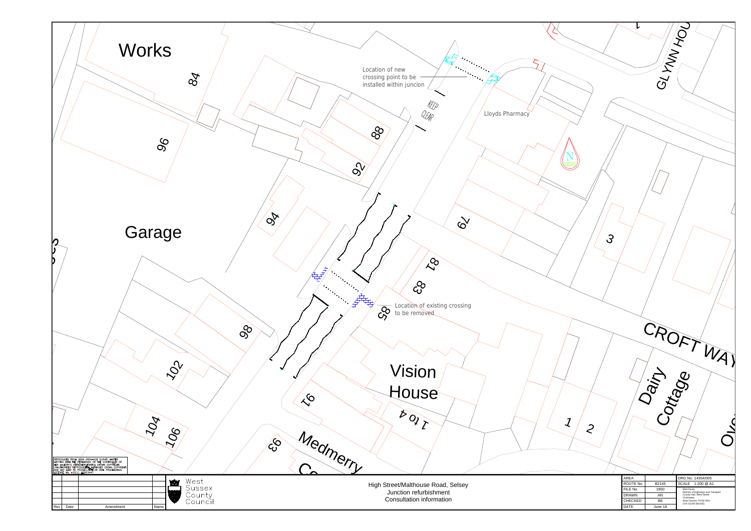Works

84

96

88

92

94

Garage

98

102

104

106

93

91

Medmerry

Location of new crossing point to be installed within juncion

KEEP CLEAR

Lloyds Pharmacy

N

79

81

83

85

Location of existing crossing to be removed

Vision House

1 to 4

1

2

3

GLYNN HOU

CROFT WAY

Dairy Cottage

REPRODUCED FROM 2009 ORDNANCE SURVEY MASTER MAPPING WITH THE PERMISSION OF THE CONTROLLER OF HER MAJESTY'S STATIONERY OFFICE CROWN COPYRIGHT. UNAUTHORISED REPRODUCTION INFRINGES CROWN COPYRIGHT AND MAY LEAD TO PROSECUTION OR CIVIL PROCEEDINGS. LICENCE No. W.S.C.C. 100023447

| Rev | Date | Amendment | Name |
|---|---|---|---|
| | | | |

West Sussex County Council

High Street/Malthouse Road, Selsey
Junction refurbishment
Consultation information

| | |
|---|---|
| AREA | |
| ROUTE No. | B2145 |
| FILE No. | 1950 |
| DRAWN | AN |
| CHECKED | BE |
| DATE | June 18 |

DRG No. 14354/005

SCALE 1:200 @ A1

Matt Davey
Director of Highways and Transport
County Hall, West Street
Chichester,
West Sussex, PO19 1RH
(Tel: 01243 642105)